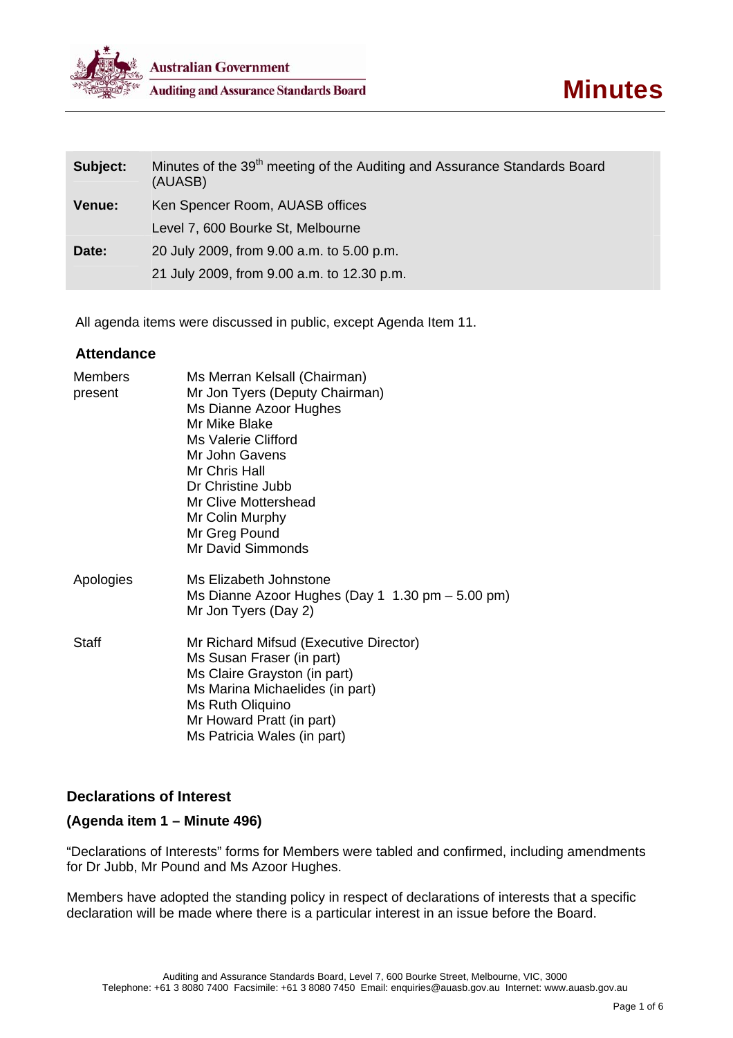Australian Government

Auditing and Assurance Standards Board

# Minutes

| | |
|---|---|
| **Subject:** | Minutes of the 39th meeting of the Auditing and Assurance Standards Board (AUASB) |
| **Venue:** | Ken Spencer Room, AUASB offices |
| | Level 7, 600 Bourke St, Melbourne |
| **Date:** | 20 July 2009, from 9.00 a.m. to 5.00 p.m. |
| | 21 July 2009, from 9.00 a.m. to 12.30 p.m. |

All agenda items were discussed in public, except Agenda Item 11.

## Attendance

| | |
|---|---|
| Members present | Ms Merran Kelsall (Chairman)<br>Mr Jon Tyers (Deputy Chairman)<br>Ms Dianne Azoor Hughes<br>Mr Mike Blake<br>Ms Valerie Clifford<br>Mr John Gavens<br>Mr Chris Hall<br>Dr Christine Jubb<br>Mr Clive Mottershead<br>Mr Colin Murphy<br>Mr Greg Pound<br>Mr David Simmonds |
| Apologies | Ms Elizabeth Johnstone<br>Ms Dianne Azoor Hughes (Day 1 1.30 pm – 5.00 pm)<br>Mr Jon Tyers (Day 2) |
| Staff | Mr Richard Mifsud (Executive Director)<br>Ms Susan Fraser (in part)<br>Ms Claire Grayston (in part)<br>Ms Marina Michaelides (in part)<br>Ms Ruth Oliquino<br>Mr Howard Pratt (in part)<br>Ms Patricia Wales (in part) |

## Declarations of Interest

### (Agenda item 1 – Minute 496)

"Declarations of Interests" forms for Members were tabled and confirmed, including amendments for Dr Jubb, Mr Pound and Ms Azoor Hughes.

Members have adopted the standing policy in respect of declarations of interests that a specific declaration will be made where there is a particular interest in an issue before the Board.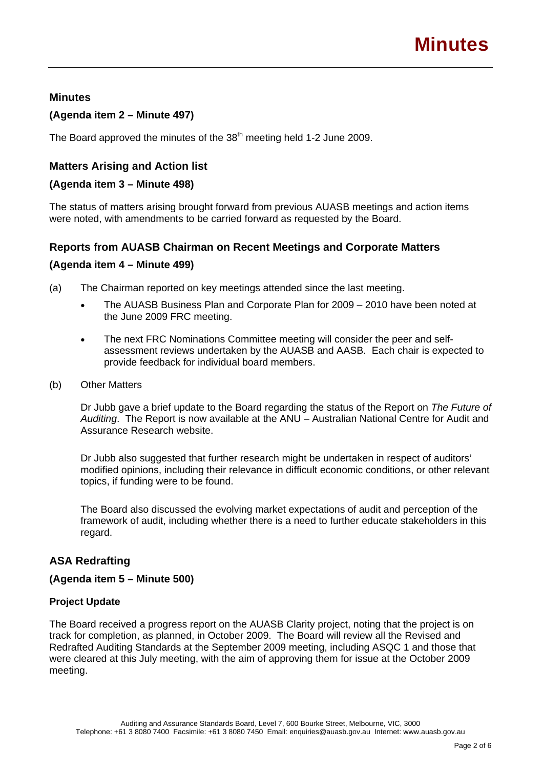## Minutes

### (Agenda item 2 – Minute 497)

The Board approved the minutes of the 38th meeting held 1-2 June 2009.

## Matters Arising and Action list

### (Agenda item 3 – Minute 498)

The status of matters arising brought forward from previous AUASB meetings and action items were noted, with amendments to be carried forward as requested by the Board.

## Reports from AUASB Chairman on Recent Meetings and Corporate Matters

### (Agenda item 4 – Minute 499)

(a) The Chairman reported on key meetings attended since the last meeting.

- The AUASB Business Plan and Corporate Plan for 2009 – 2010 have been noted at the June 2009 FRC meeting.
- The next FRC Nominations Committee meeting will consider the peer and self-assessment reviews undertaken by the AUASB and AASB. Each chair is expected to provide feedback for individual board members.

(b) Other Matters

Dr Jubb gave a brief update to the Board regarding the status of the Report on *The Future of Auditing*. The Report is now available at the ANU – Australian National Centre for Audit and Assurance Research website.

Dr Jubb also suggested that further research might be undertaken in respect of auditors' modified opinions, including their relevance in difficult economic conditions, or other relevant topics, if funding were to be found.

The Board also discussed the evolving market expectations of audit and perception of the framework of audit, including whether there is a need to further educate stakeholders in this regard.

## ASA Redrafting

### (Agenda item 5 – Minute 500)

#### Project Update

The Board received a progress report on the AUASB Clarity project, noting that the project is on track for completion, as planned, in October 2009. The Board will review all the Revised and Redrafted Auditing Standards at the September 2009 meeting, including ASQC 1 and those that were cleared at this July meeting, with the aim of approving them for issue at the October 2009 meeting.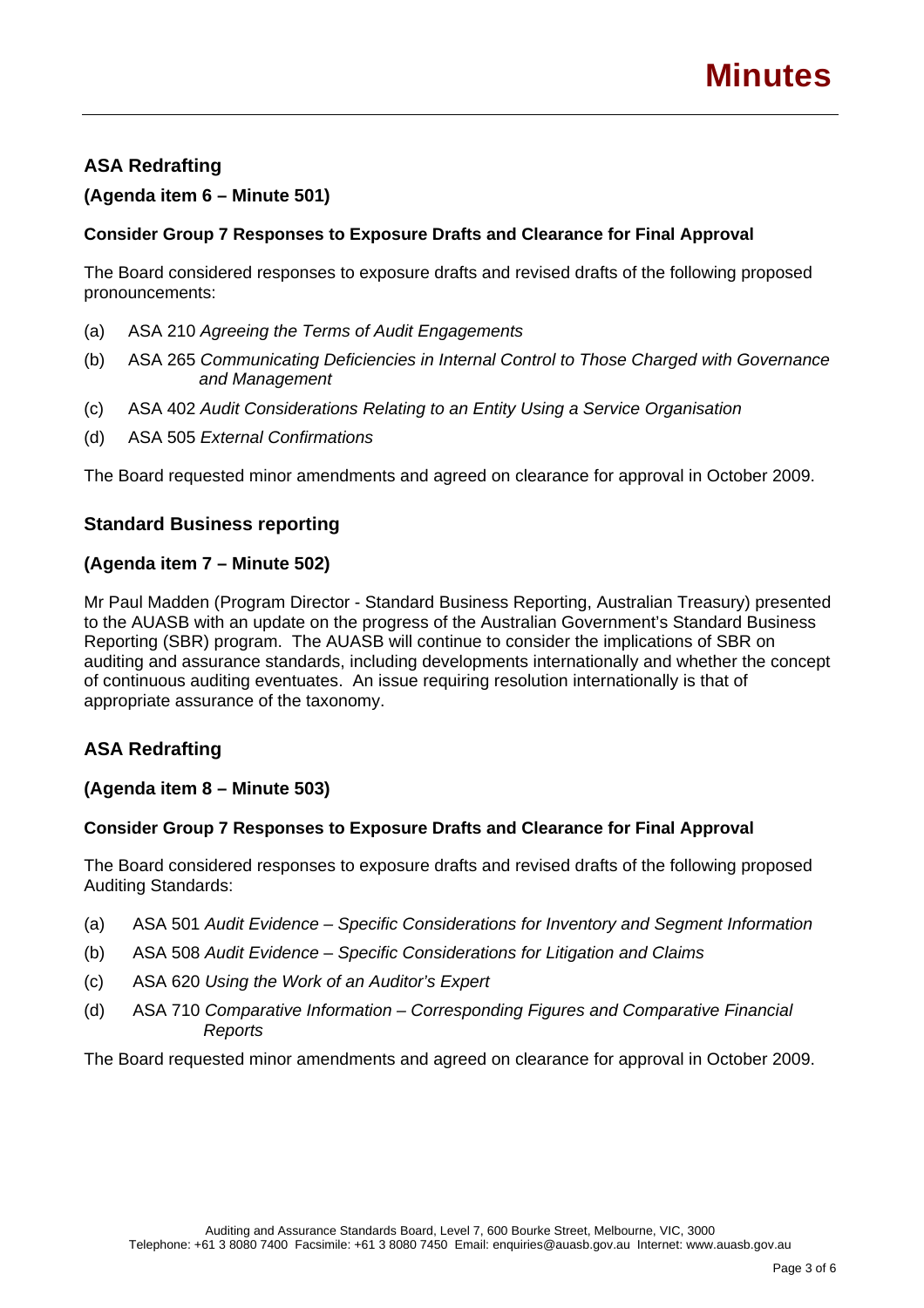## ASA Redrafting

### (Agenda item 6 – Minute 501)

**Consider Group 7 Responses to Exposure Drafts and Clearance for Final Approval**

The Board considered responses to exposure drafts and revised drafts of the following proposed pronouncements:

(a) ASA 210 *Agreeing the Terms of Audit Engagements*

(b) ASA 265 *Communicating Deficiencies in Internal Control to Those Charged with Governance and Management*

(c) ASA 402 *Audit Considerations Relating to an Entity Using a Service Organisation*

(d) ASA 505 *External Confirmations*

The Board requested minor amendments and agreed on clearance for approval in October 2009.

## Standard Business reporting

### (Agenda item 7 – Minute 502)

Mr Paul Madden (Program Director - Standard Business Reporting, Australian Treasury) presented to the AUASB with an update on the progress of the Australian Government's Standard Business Reporting (SBR) program. The AUASB will continue to consider the implications of SBR on auditing and assurance standards, including developments internationally and whether the concept of continuous auditing eventuates. An issue requiring resolution internationally is that of appropriate assurance of the taxonomy.

## ASA Redrafting

### (Agenda item 8 – Minute 503)

**Consider Group 7 Responses to Exposure Drafts and Clearance for Final Approval**

The Board considered responses to exposure drafts and revised drafts of the following proposed Auditing Standards:

(a) ASA 501 *Audit Evidence – Specific Considerations for Inventory and Segment Information*

(b) ASA 508 *Audit Evidence – Specific Considerations for Litigation and Claims*

(c) ASA 620 *Using the Work of an Auditor's Expert*

(d) ASA 710 *Comparative Information – Corresponding Figures and Comparative Financial Reports*

The Board requested minor amendments and agreed on clearance for approval in October 2009.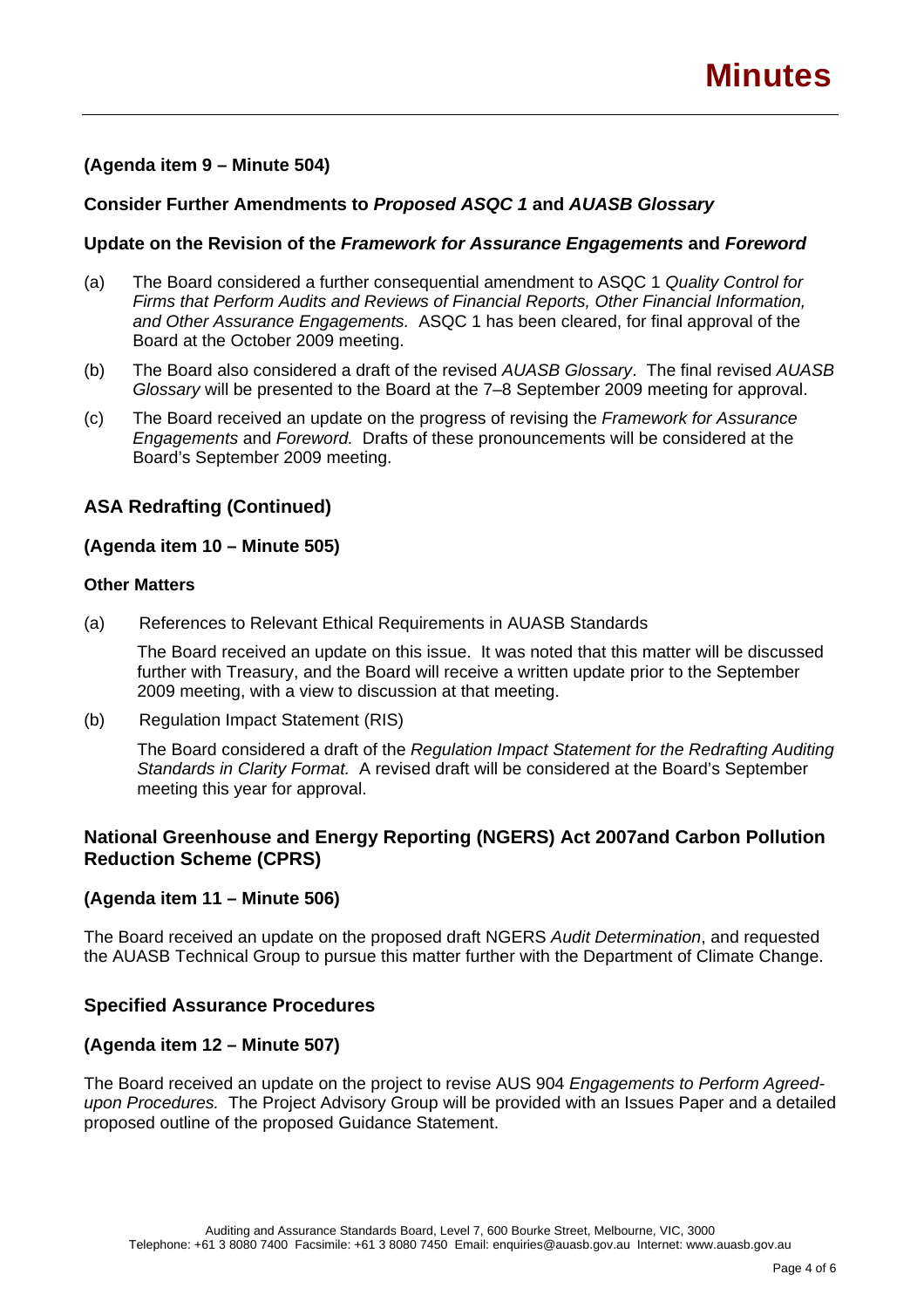**(Agenda item 9 – Minute 504)**

## Consider Further Amendments to *Proposed ASQC 1* and *AUASB Glossary*

## Update on the Revision of the *Framework for Assurance Engagements* and *Foreword*

(a) The Board considered a further consequential amendment to ASQC 1 *Quality Control for Firms that Perform Audits and Reviews of Financial Reports, Other Financial Information, and Other Assurance Engagements.* ASQC 1 has been cleared, for final approval of the Board at the October 2009 meeting.

(b) The Board also considered a draft of the revised *AUASB Glossary*. The final revised *AUASB Glossary* will be presented to the Board at the 7–8 September 2009 meeting for approval.

(c) The Board received an update on the progress of revising the *Framework for Assurance Engagements* and *Foreword.* Drafts of these pronouncements will be considered at the Board's September 2009 meeting.

## ASA Redrafting (Continued)

**(Agenda item 10 – Minute 505)**

### Other Matters

(a) References to Relevant Ethical Requirements in AUASB Standards

The Board received an update on this issue. It was noted that this matter will be discussed further with Treasury, and the Board will receive a written update prior to the September 2009 meeting, with a view to discussion at that meeting.

(b) Regulation Impact Statement (RIS)

The Board considered a draft of the *Regulation Impact Statement for the Redrafting Auditing Standards in Clarity Format.* A revised draft will be considered at the Board's September meeting this year for approval.

## National Greenhouse and Energy Reporting (NGERS) Act 2007and Carbon Pollution Reduction Scheme (CPRS)

**(Agenda item 11 – Minute 506)**

The Board received an update on the proposed draft NGERS *Audit Determination*, and requested the AUASB Technical Group to pursue this matter further with the Department of Climate Change.

## Specified Assurance Procedures

**(Agenda item 12 – Minute 507)**

The Board received an update on the project to revise AUS 904 *Engagements to Perform Agreed-upon Procedures.* The Project Advisory Group will be provided with an Issues Paper and a detailed proposed outline of the proposed Guidance Statement.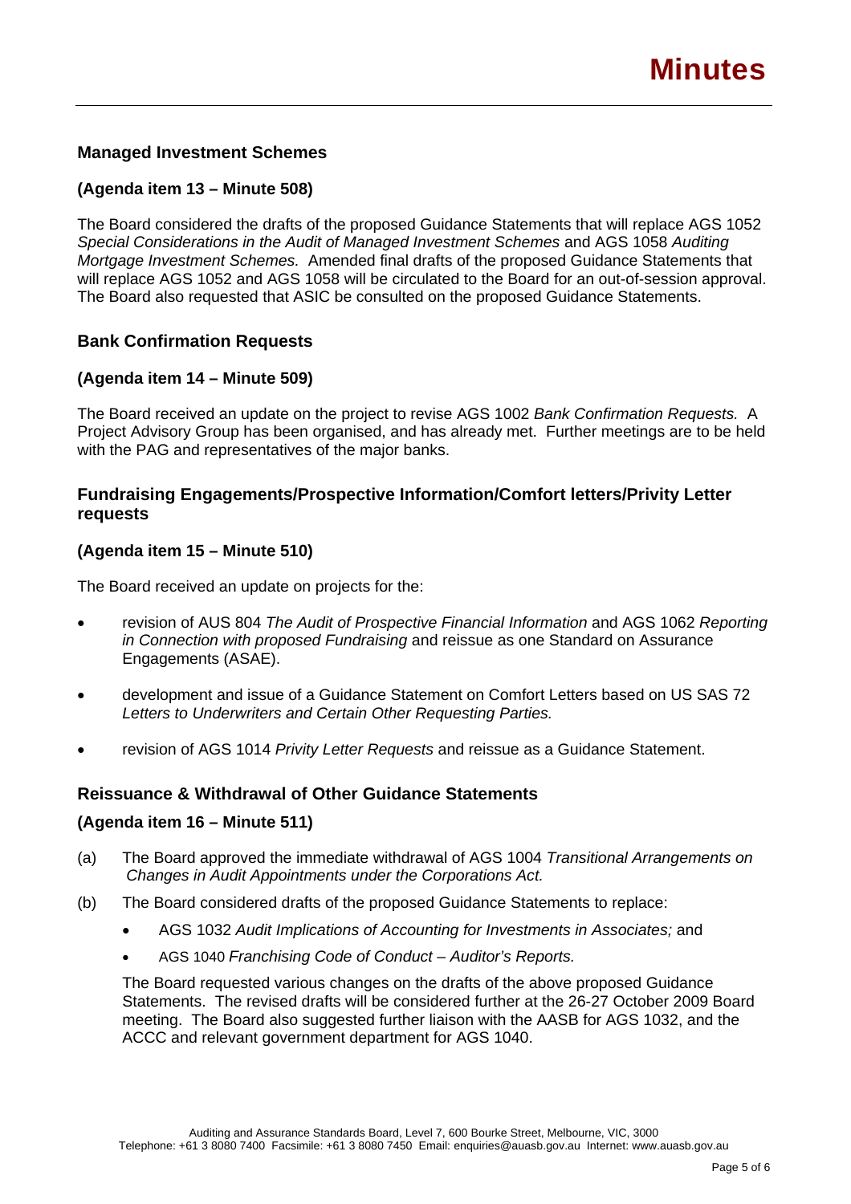## Managed Investment Schemes

### (Agenda item 13 – Minute 508)

The Board considered the drafts of the proposed Guidance Statements that will replace AGS 1052 *Special Considerations in the Audit of Managed Investment Schemes* and AGS 1058 *Auditing Mortgage Investment Schemes.* Amended final drafts of the proposed Guidance Statements that will replace AGS 1052 and AGS 1058 will be circulated to the Board for an out-of-session approval. The Board also requested that ASIC be consulted on the proposed Guidance Statements.

## Bank Confirmation Requests

### (Agenda item 14 – Minute 509)

The Board received an update on the project to revise AGS 1002 *Bank Confirmation Requests.* A Project Advisory Group has been organised, and has already met. Further meetings are to be held with the PAG and representatives of the major banks.

## Fundraising Engagements/Prospective Information/Comfort letters/Privity Letter requests

### (Agenda item 15 – Minute 510)

The Board received an update on projects for the:

- revision of AUS 804 *The Audit of Prospective Financial Information* and AGS 1062 *Reporting in Connection with proposed Fundraising* and reissue as one Standard on Assurance Engagements (ASAE).
- development and issue of a Guidance Statement on Comfort Letters based on US SAS 72 *Letters to Underwriters and Certain Other Requesting Parties.*
- revision of AGS 1014 *Privity Letter Requests* and reissue as a Guidance Statement.

## Reissuance & Withdrawal of Other Guidance Statements

### (Agenda item 16 – Minute 511)

(a) The Board approved the immediate withdrawal of AGS 1004 *Transitional Arrangements on Changes in Audit Appointments under the Corporations Act.*

(b) The Board considered drafts of the proposed Guidance Statements to replace:

- AGS 1032 *Audit Implications of Accounting for Investments in Associates;* and
- AGS 1040 *Franchising Code of Conduct – Auditor's Reports.*

The Board requested various changes on the drafts of the above proposed Guidance Statements. The revised drafts will be considered further at the 26-27 October 2009 Board meeting. The Board also suggested further liaison with the AASB for AGS 1032, and the ACCC and relevant government department for AGS 1040.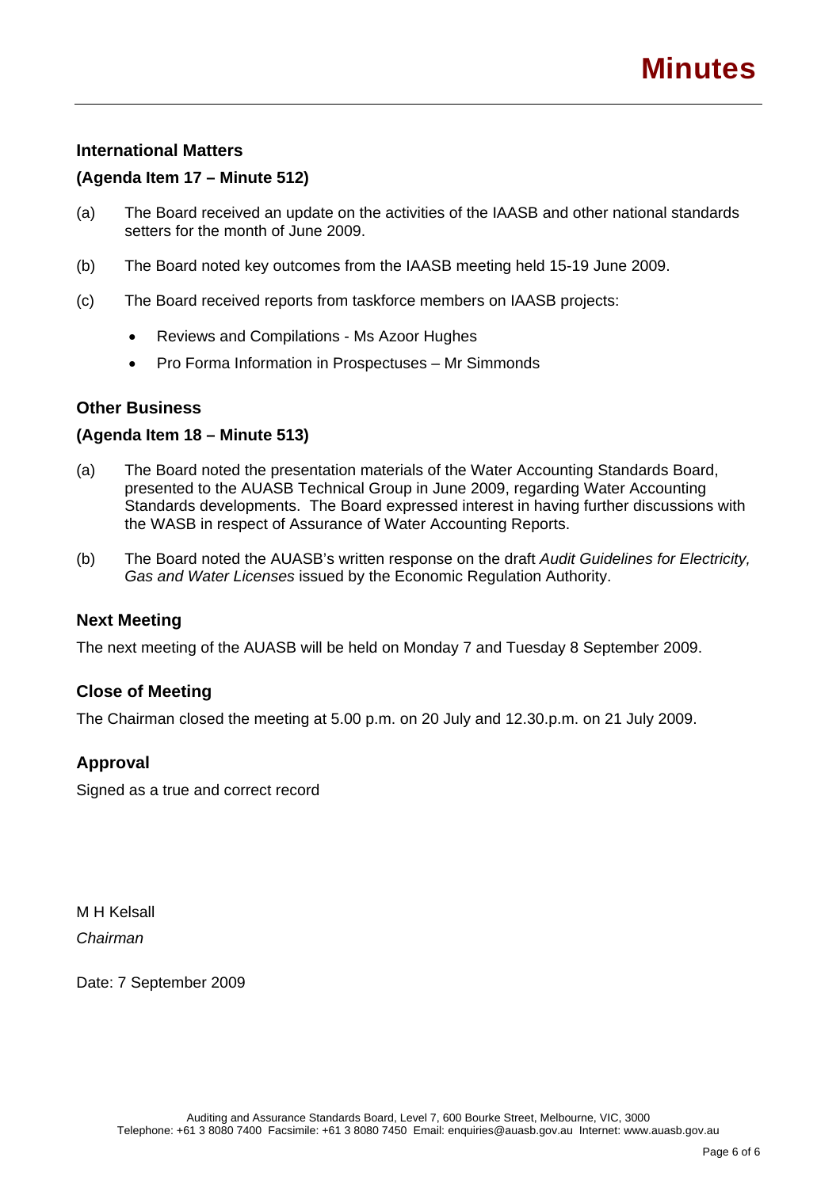## International Matters

### (Agenda Item 17 – Minute 512)

(a) The Board received an update on the activities of the IAASB and other national standards setters for the month of June 2009.

(b) The Board noted key outcomes from the IAASB meeting held 15-19 June 2009.

(c) The Board received reports from taskforce members on IAASB projects:

- Reviews and Compilations - Ms Azoor Hughes
- Pro Forma Information in Prospectuses – Mr Simmonds

## Other Business

### (Agenda Item 18 – Minute 513)

(a) The Board noted the presentation materials of the Water Accounting Standards Board, presented to the AUASB Technical Group in June 2009, regarding Water Accounting Standards developments. The Board expressed interest in having further discussions with the WASB in respect of Assurance of Water Accounting Reports.

(b) The Board noted the AUASB's written response on the draft *Audit Guidelines for Electricity, Gas and Water Licenses* issued by the Economic Regulation Authority.

## Next Meeting

The next meeting of the AUASB will be held on Monday 7 and Tuesday 8 September 2009.

## Close of Meeting

The Chairman closed the meeting at 5.00 p.m. on 20 July and 12.30.p.m. on 21 July 2009.

## Approval

Signed as a true and correct record

M H Kelsall

*Chairman*

Date: 7 September 2009